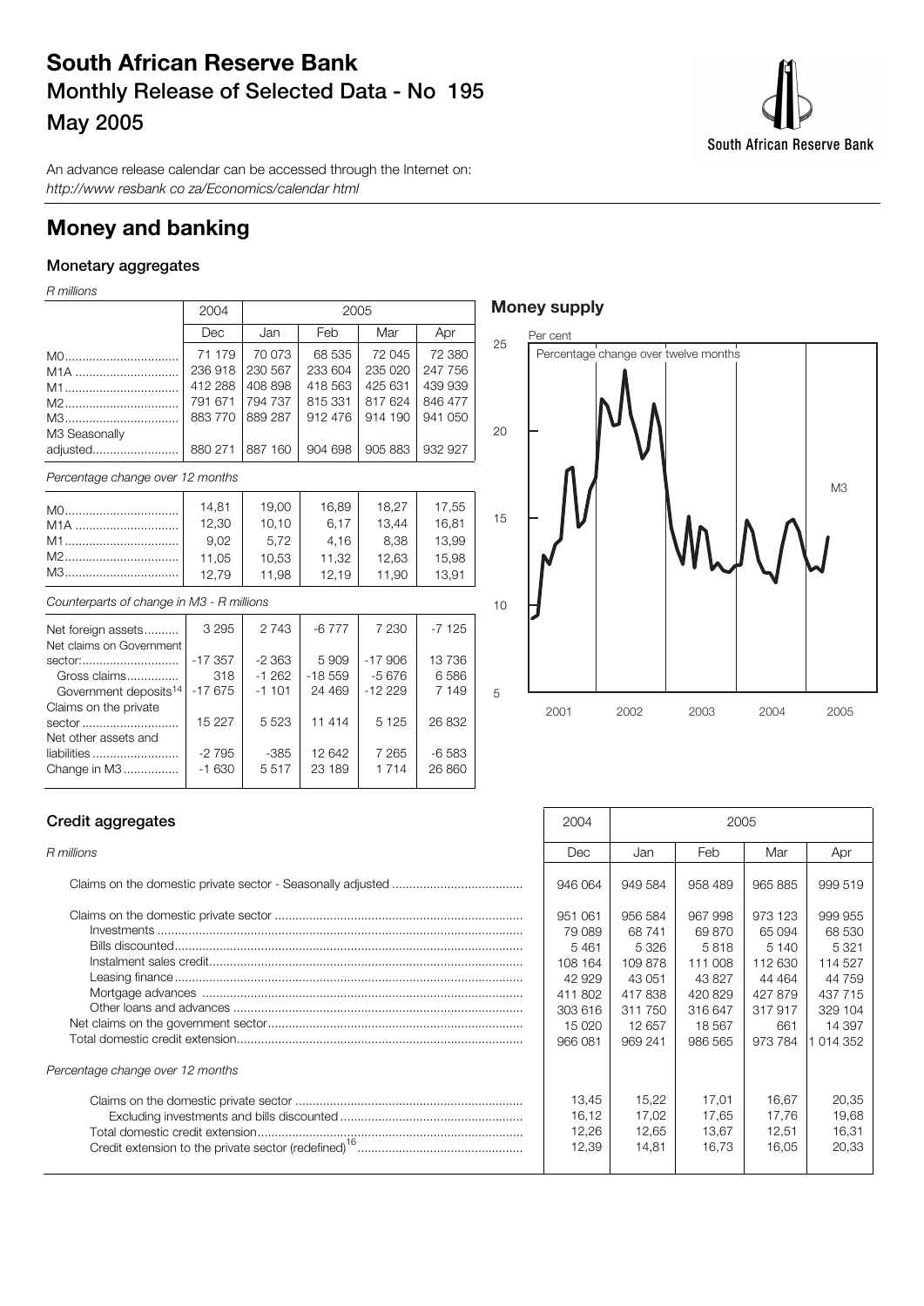# South African Reserve Bank

## Monthly Release of Selected Data - No 195

## May 2005

An advance release calendar can be accessed through the Internet on:
*http://www resbank co za/Economics/calendar html*

# Money and banking

### Monetary aggregates

*R millions*

| | 2004 | 2005 | | | |
|---|---|---|---|---|---|
| | Dec | Jan | Feb | Mar | Apr |
| M0 | 71 179 | 70 073 | 68 535 | 72 045 | 72 380 |
| M1A | 236 918 | 230 567 | 233 604 | 235 020 | 247 756 |
| M1 | 412 288 | 408 898 | 418 563 | 425 631 | 439 939 |
| M2 | 791 671 | 794 737 | 815 331 | 817 624 | 846 477 |
| M3 | 883 770 | 889 287 | 912 476 | 914 190 | 941 050 |
| M3 Seasonally adjusted | 880 271 | 887 160 | 904 698 | 905 883 | 932 927 |

*Percentage change over 12 months*

| | 2004 Dec | 2005 Jan | Feb | Mar | Apr |
|---|---|---|---|---|---|
| M0 | 14,81 | 19,00 | 16,89 | 18,27 | 17,55 |
| M1A | 12,30 | 10,10 | 6,17 | 13,44 | 16,81 |
| M1 | 9,02 | 5,72 | 4,16 | 8,38 | 13,99 |
| M2 | 11,05 | 10,53 | 11,32 | 12,63 | 15,98 |
| M3 | 12,79 | 11,98 | 12,19 | 11,90 | 13,91 |

*Counterparts of change in M3 - R millions*

| | 2004 Dec | 2005 Jan | Feb | Mar | Apr |
|---|---|---|---|---|---|
| Net foreign assets | 3 295 | 2 743 | -6 777 | 7 230 | -7 125 |
| Net claims on Government sector: | -17 357 | -2 363 | 5 909 | -17 906 | 13 736 |
| Gross claims | 318 | -1 262 | -18 559 | -5 676 | 6 586 |
| Government deposits[14] | -17 675 | -1 101 | 24 469 | -12 229 | 7 149 |
| Claims on the private sector | 15 227 | 5 523 | 11 414 | 5 125 | 26 832 |
| Net other assets and liabilities | -2 795 | -385 | 12 642 | 7 265 | -6 583 |
| Change in M3 | -1 630 | 5 517 | 23 189 | 1 714 | 26 860 |

### Money supply

Per cent

Percentage change over twelve months

M3

### Credit aggregates

*R millions*

| | 2004 | 2005 | | | |
|---|---|---|---|---|---|
| | Dec | Jan | Feb | Mar | Apr |
| Claims on the domestic private sector - Seasonally adjusted | 946 064 | 949 584 | 958 489 | 965 885 | 999 519 |
| Claims on the domestic private sector | 951 061 | 956 584 | 967 998 | 973 123 | 999 955 |
| Investments | 79 089 | 68 741 | 69 870 | 65 094 | 68 530 |
| Bills discounted | 5 461 | 5 326 | 5 818 | 5 140 | 5 321 |
| Instalment sales credit | 108 164 | 109 878 | 111 008 | 112 630 | 114 527 |
| Leasing finance | 42 929 | 43 051 | 43 827 | 44 464 | 44 759 |
| Mortgage advances | 411 802 | 417 838 | 420 829 | 427 879 | 437 715 |
| Other loans and advances | 303 616 | 311 750 | 316 647 | 317 917 | 329 104 |
| Net claims on the government sector | 15 020 | 12 657 | 18 567 | 661 | 14 397 |
| Total domestic credit extension | 966 081 | 969 241 | 986 565 | 973 784 | 1 014 352 |
| *Percentage change over 12 months* | | | | | |
| Claims on the domestic private sector | 13,45 | 15,22 | 17,01 | 16,67 | 20,35 |
| Excluding investments and bills discounted | 16,12 | 17,02 | 17,65 | 17,76 | 19,68 |
| Total domestic credit extension | 12,26 | 12,65 | 13,67 | 12,51 | 16,31 |
| Credit extension to the private sector (redefined)[16] | 12,39 | 14,81 | 16,73 | 16,05 | 20,33 |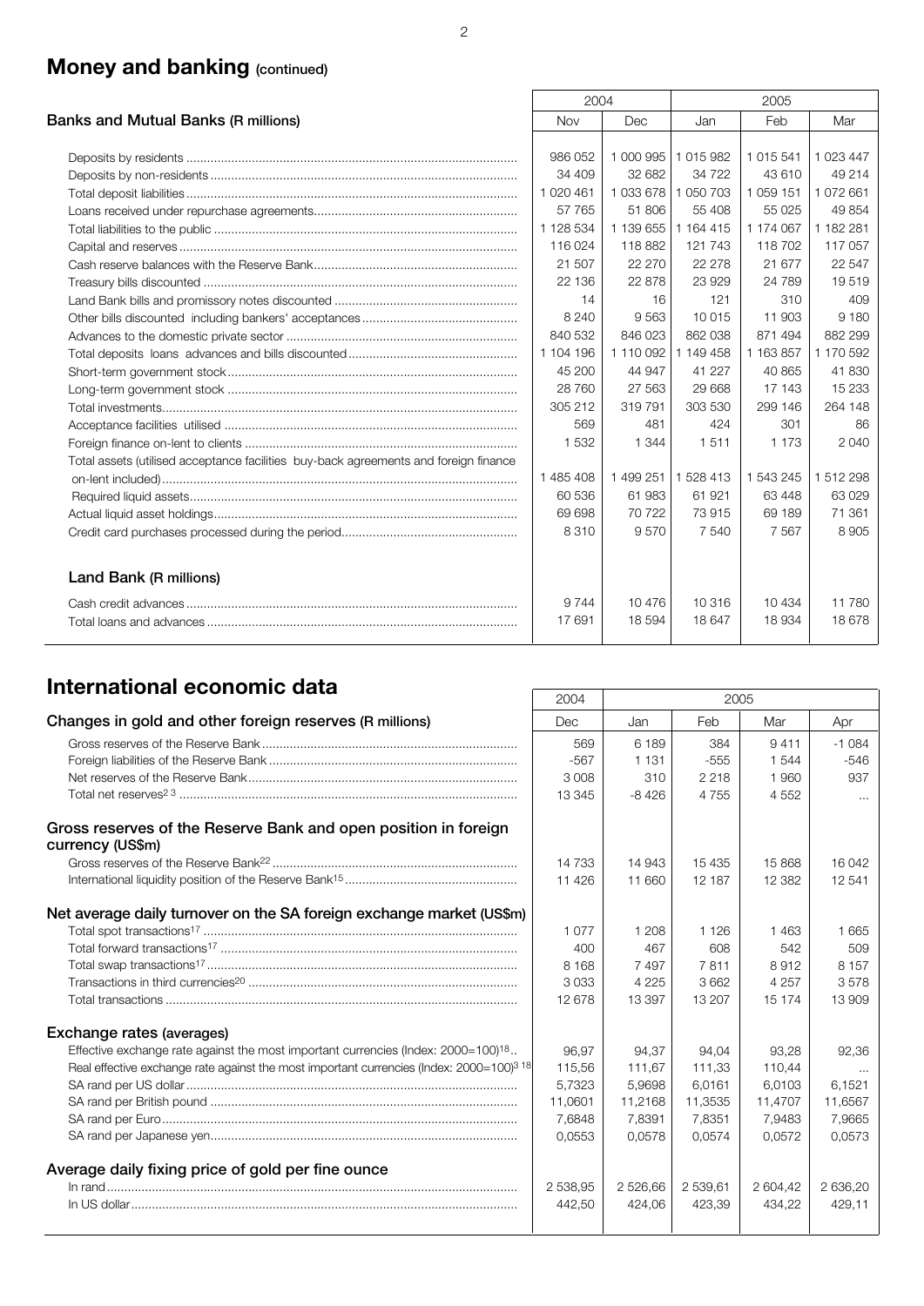# Money and banking (continued)

| Banks and Mutual Banks (R millions) | 2004 | | 2005 | | |
|---|---|---|---|---|---|
| | Nov | Dec | Jan | Feb | Mar |
| Deposits by residents | 986 052 | 1 000 995 | 1 015 982 | 1 015 541 | 1 023 447 |
| Deposits by non-residents | 34 409 | 32 682 | 34 722 | 43 610 | 49 214 |
| Total deposit liabilities | 1 020 461 | 1 033 678 | 1 050 703 | 1 059 151 | 1 072 661 |
| Loans received under repurchase agreements | 57 765 | 51 806 | 55 408 | 55 025 | 49 854 |
| Total liabilities to the public | 1 128 534 | 1 139 655 | 1 164 415 | 1 174 067 | 1 182 281 |
| Capital and reserves | 116 024 | 118 882 | 121 743 | 118 702 | 117 057 |
| Cash reserve balances with the Reserve Bank | 21 507 | 22 270 | 22 278 | 21 677 | 22 547 |
| Treasury bills discounted | 22 136 | 22 878 | 23 929 | 24 789 | 19 519 |
| Land Bank bills and promissory notes discounted | 14 | 16 | 121 | 310 | 409 |
| Other bills discounted including bankers' acceptances | 8 240 | 9 563 | 10 015 | 11 903 | 9 180 |
| Advances to the domestic private sector | 840 532 | 846 023 | 862 038 | 871 494 | 882 299 |
| Total deposits loans advances and bills discounted | 1 104 196 | 1 110 092 | 1 149 458 | 1 163 857 | 1 170 592 |
| Short-term government stock | 45 200 | 44 947 | 41 227 | 40 865 | 41 830 |
| Long-term government stock | 28 760 | 27 563 | 29 668 | 17 143 | 15 233 |
| Total investments | 305 212 | 319 791 | 303 530 | 299 146 | 264 148 |
| Acceptance facilities utilised | 569 | 481 | 424 | 301 | 86 |
| Foreign finance on-lent to clients | 1 532 | 1 344 | 1 511 | 1 173 | 2 040 |
| Total assets (utilised acceptance facilities buy-back agreements and foreign finance on-lent included) | 1 485 408 | 1 499 251 | 1 528 413 | 1 543 245 | 1 512 298 |
| Required liquid assets | 60 536 | 61 983 | 61 921 | 63 448 | 63 029 |
| Actual liquid asset holdings | 69 698 | 70 722 | 73 915 | 69 189 | 71 361 |
| Credit card purchases processed during the period | 8 310 | 9 570 | 7 540 | 7 567 | 8 905 |
| **Land Bank (R millions)** | | | | | |
| Cash credit advances | 9 744 | 10 476 | 10 316 | 10 434 | 11 780 |
| Total loans and advances | 17 691 | 18 594 | 18 647 | 18 934 | 18 678 |

# International economic data

| | 2004 | 2005 | | | |
|---|---|---|---|---|---|
| **Changes in gold and other foreign reserves (R millions)** | Dec | Jan | Feb | Mar | Apr |
| Gross reserves of the Reserve Bank | 569 | 6 189 | 384 | 9 411 | -1 084 |
| Foreign liabilities of the Reserve Bank | -567 | 1 131 | -555 | 1 544 | -546 |
| Net reserves of the Reserve Bank | 3 008 | 310 | 2 218 | 1 960 | 937 |
| Total net reserves[2 3] | 13 345 | -8 426 | 4 755 | 4 552 | ... |
| **Gross reserves of the Reserve Bank and open position in foreign currency (US$m)** | | | | | |
| Gross reserves of the Reserve Bank[22] | 14 733 | 14 943 | 15 435 | 15 868 | 16 042 |
| International liquidity position of the Reserve Bank[15] | 11 426 | 11 660 | 12 187 | 12 382 | 12 541 |
| **Net average daily turnover on the SA foreign exchange market (US$m)** | | | | | |
| Total spot transactions[17] | 1 077 | 1 208 | 1 126 | 1 463 | 1 665 |
| Total forward transactions[17] | 400 | 467 | 608 | 542 | 509 |
| Total swap transactions[17] | 8 168 | 7 497 | 7 811 | 8 912 | 8 157 |
| Transactions in third currencies[20] | 3 033 | 4 225 | 3 662 | 4 257 | 3 578 |
| Total transactions | 12 678 | 13 397 | 13 207 | 15 174 | 13 909 |
| **Exchange rates (averages)** | | | | | |
| Effective exchange rate against the most important currencies (Index: 2000=100)[18] .. | 96,97 | 94,37 | 94,04 | 93,28 | 92,36 |
| Real effective exchange rate against the most important currencies (Index: 2000=100)[3 18] | 115,56 | 111,67 | 111,33 | 110,44 | ... |
| SA rand per US dollar | 5,7323 | 5,9698 | 6,0161 | 6,0103 | 6,1521 |
| SA rand per British pound | 11,0601 | 11,2168 | 11,3535 | 11,4707 | 11,6567 |
| SA rand per Euro | 7,6848 | 7,8391 | 7,8351 | 7,9483 | 7,9665 |
| SA rand per Japanese yen | 0,0553 | 0,0578 | 0,0574 | 0,0572 | 0,0573 |
| **Average daily fixing price of gold per fine ounce** | | | | | |
| In rand | 2 538,95 | 2 526,66 | 2 539,61 | 2 604,42 | 2 636,20 |
| In US dollar | 442,50 | 424,06 | 423,39 | 434,22 | 429,11 |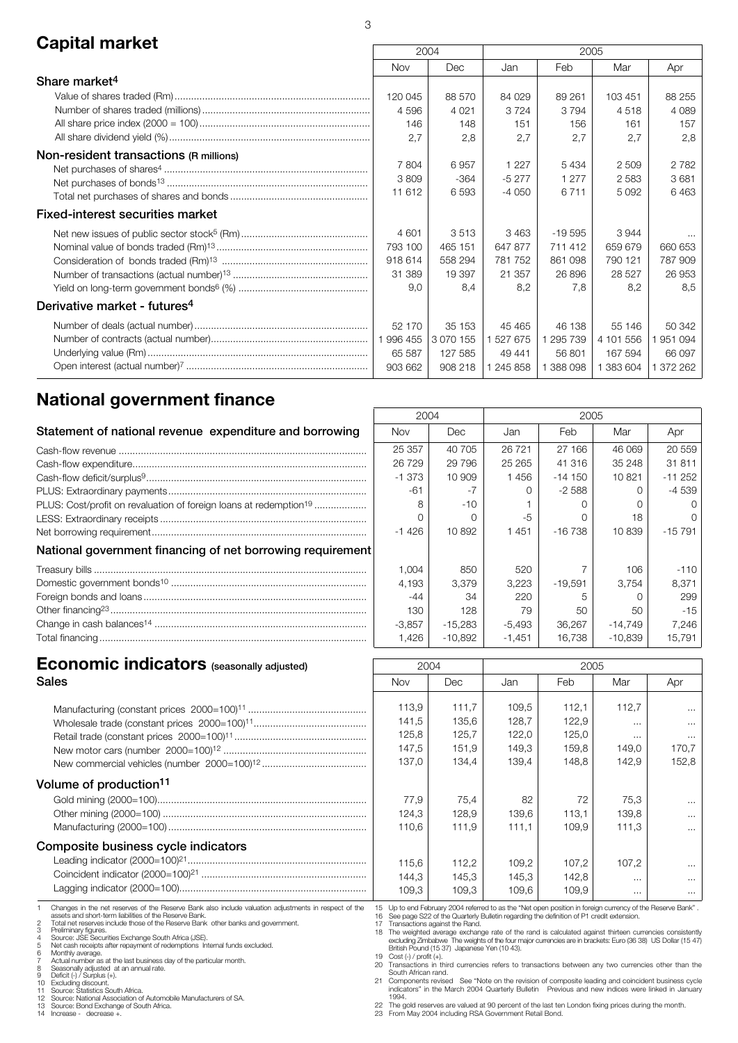## Capital market

| | 2004 | | 2005 | | | |
|---|---|---|---|---|---|---|
| | Nov | Dec | Jan | Feb | Mar | Apr |
| **Share market[4]** | | | | | | |
| Value of shares traded (Rm) | 120 045 | 88 570 | 84 029 | 89 261 | 103 451 | 88 255 |
| Number of shares traded (millions) | 4 596 | 4 021 | 3 724 | 3 794 | 4 518 | 4 089 |
| All share price index (2000 = 100) | 146 | 148 | 151 | 156 | 161 | 157 |
| All share dividend yield (%) | 2,7 | 2,8 | 2,7 | 2,7 | 2,7 | 2,8 |
| **Non-resident transactions (R millions)** | | | | | | |
| Net purchases of shares[4] | 7 804 | 6 957 | 1 227 | 5 434 | 2 509 | 2 782 |
| Net purchases of bonds[13] | 3 809 | -364 | -5 277 | 1 277 | 2 583 | 3 681 |
| Total net purchases of shares and bonds | 11 612 | 6 593 | -4 050 | 6 711 | 5 092 | 6 463 |
| **Fixed-interest securities market** | | | | | | |
| Net new issues of public sector stock[5] (Rm) | 4 601 | 3 513 | 3 463 | -19 595 | 3 944 | ... |
| Nominal value of bonds traded (Rm)[13] | 793 100 | 465 151 | 647 877 | 711 412 | 659 679 | 660 653 |
| Consideration of bonds traded (Rm)[13] | 918 614 | 558 294 | 781 752 | 861 098 | 790 121 | 787 909 |
| Number of transactions (actual number)[13] | 31 389 | 19 397 | 21 357 | 26 896 | 28 527 | 26 953 |
| Yield on long-term government bonds[6] (%) | 9,0 | 8,4 | 8,2 | 7,8 | 8,2 | 8,5 |
| **Derivative market - futures[4]** | | | | | | |
| Number of deals (actual number) | 52 170 | 35 153 | 45 465 | 46 138 | 55 146 | 50 342 |
| Number of contracts (actual number) | 1 996 455 | 3 070 155 | 1 527 675 | 1 295 739 | 4 101 556 | 1 951 094 |
| Underlying value (Rm) | 65 587 | 127 585 | 49 441 | 56 801 | 167 594 | 66 097 |
| Open interest (actual number)[7] | 903 662 | 908 218 | 1 245 858 | 1 388 098 | 1 383 604 | 1 372 262 |

## National government finance

| | 2004 | | 2005 | | | |
|---|---|---|---|---|---|---|
| **Statement of national revenue expenditure and borrowing** | Nov | Dec | Jan | Feb | Mar | Apr |
| Cash-flow revenue | 25 357 | 40 705 | 26 721 | 27 166 | 46 069 | 20 559 |
| Cash-flow expenditure | 26 729 | 29 796 | 25 265 | 41 316 | 35 248 | 31 811 |
| Cash-flow deficit/surplus[9] | -1 373 | 10 909 | 1 456 | -14 150 | 10 821 | -11 252 |
| PLUS: Extraordinary payments | -61 | -7 | 0 | -2 588 | 0 | -4 539 |
| PLUS: Cost/profit on revaluation of foreign loans at redemption[19] | 8 | -10 | 1 | 0 | 0 | 0 |
| LESS: Extraordinary receipts | 0 | 0 | -5 | 0 | 18 | 0 |
| Net borrowing requirement | -1 426 | 10 892 | 1 451 | -16 738 | 10 839 | -15 791 |
| **National government financing of net borrowing requirement** | | | | | | |
| Treasury bills | 1,004 | 850 | 520 | 7 | 106 | -110 |
| Domestic government bonds[10] | 4,193 | 3,379 | 3,223 | -19,591 | 3,754 | 8,371 |
| Foreign bonds and loans | -44 | 34 | 220 | 5 | 0 | 299 |
| Other financing[23] | 130 | 128 | 79 | 50 | 50 | -15 |
| Change in cash balances[14] | -3,857 | -15,283 | -5,493 | 36,267 | -14,749 | 7,246 |
| Total financing | 1,426 | -10,892 | -1,451 | 16,738 | -10,839 | 15,791 |

## Economic indicators (seasonally adjusted)

| | 2004 | | 2005 | | | |
|---|---|---|---|---|---|---|
| **Sales** | Nov | Dec | Jan | Feb | Mar | Apr |
| Manufacturing (constant prices 2000=100)[11] | 113,9 | 111,7 | 109,5 | 112,1 | 112,7 | ... |
| Wholesale trade (constant prices 2000=100)[11] | 141,5 | 135,6 | 128,7 | 122,9 | ... | ... |
| Retail trade (constant prices 2000=100)[11] | 125,8 | 125,7 | 122,0 | 125,0 | ... | ... |
| New motor cars (number 2000=100)[12] | 147,5 | 151,9 | 149,3 | 159,8 | 149,0 | 170,7 |
| New commercial vehicles (number 2000=100)[12] | 137,0 | 134,4 | 139,4 | 148,8 | 142,9 | 152,8 |
| **Volume of production[11]** | | | | | | |
| Gold mining (2000=100) | 77,9 | 75,4 | 82 | 72 | 75,3 | ... |
| Other mining (2000=100) | 124,3 | 128,9 | 139,6 | 113,1 | 139,8 | ... |
| Manufacturing (2000=100) | 110,6 | 111,9 | 111,1 | 109,9 | 111,3 | ... |
| **Composite business cycle indicators** | | | | | | |
| Leading indicator (2000=100)[21] | 115,6 | 112,2 | 109,2 | 107,2 | 107,2 | ... |
| Coincident indicator (2000=100)[21] | 144,3 | 145,3 | 145,3 | 142,8 | ... | ... |
| Lagging indicator (2000=100) | 109,3 | 109,3 | 109,6 | 109,9 | ... | ... |

1 Changes in the net reserves of the Reserve Bank also include valuation adjustments in respect of the assets and short-term liabilities of the Reserve Bank.
2 Total net reserves include those of the Reserve Bank other banks and government.
3 Preliminary figures.
4 Source: JSE Securities Exchange South Africa (JSE).
5 Net cash receipts after repayment of redemptions Internal funds excluded.
6 Monthly average.
7 Actual number as at the last business day of the particular month.
8 Seasonally adjusted at an annual rate.
9 Deficit (-) / Surplus (+).
10 Excluding discount.
11 Source: Statistics South Africa.
12 Source: National Association of Automobile Manufacturers of SA.
13 Source: Bond Exchange of South Africa.
14 Increase - decrease +.
15 Up to end February 2004 referred to as the "Net open position in foreign currency of the Reserve Bank".
16 See page S22 of the Quarterly Bulletin regarding the definition of P1 credit extension.
17 Transactions against the Rand.
18 The weighted average exchange rate of the rand is calculated against thirteen currencies consistently excluding Zimbabwe The weights of the four major currencies are in brackets: Euro (36 38) US Dollar (15 47) British Pound (15 37) Japanese Yen (10 43).
19 Cost (-) / profit (+).
20 Transactions in third currencies refers to transactions between any two currencies other than the South African rand.
21 Components revised See "Note on the revision of composite leading and coincident business cycle indicators" in the March 2004 Quarterly Bulletin Previous and new indices were linked in January 1994.
22 The gold reserves are valued at 90 percent of the last ten London fixing prices during the month.
23 From May 2004 including RSA Government Retail Bond.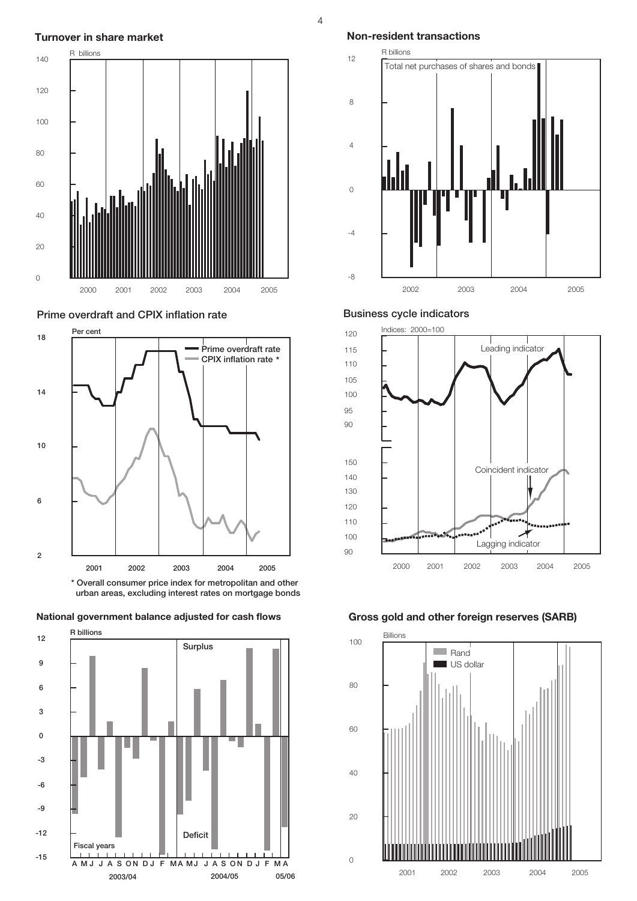## Turnover in share market

R billions

140
120
100
80
60
40
20
0

2000 2001 2002 2003 2004 2005

## Non-resident transactions

R billions

Total net purchases of shares and bonds

12
8
4
0
-4
-8

2002 2003 2004 2005

## Prime overdraft and CPIX inflation rate

Per cent

Prime overdraft rate

CPIX inflation rate *

18
14
10
6
2

2001 2002 2003 2004 2005

\* Overall consumer price index for metropolitan and other urban areas, excluding interest rates on mortgage bonds

## Business cycle indicators

Indices: 2000=100

Leading indicator

Coincident indicator

Lagging indicator

120
115
110
105
100
95
90

150
140
130
120
110
100
90

2000 2001 2002 2003 2004 2005

## National government balance adjusted for cash flows

R billions

Surplus

Deficit

Fiscal years

12
9
6
3
0
-3
-6
-9
-12
-15

A M J J A S O N D J F M A M J J A S O N D J F M A

2003/04 2004/05 05/06

## Gross gold and other foreign reserves (SARB)

Billions

Rand

US dollar

100
80
60
40
20
0

2001 2002 2003 2004 2005